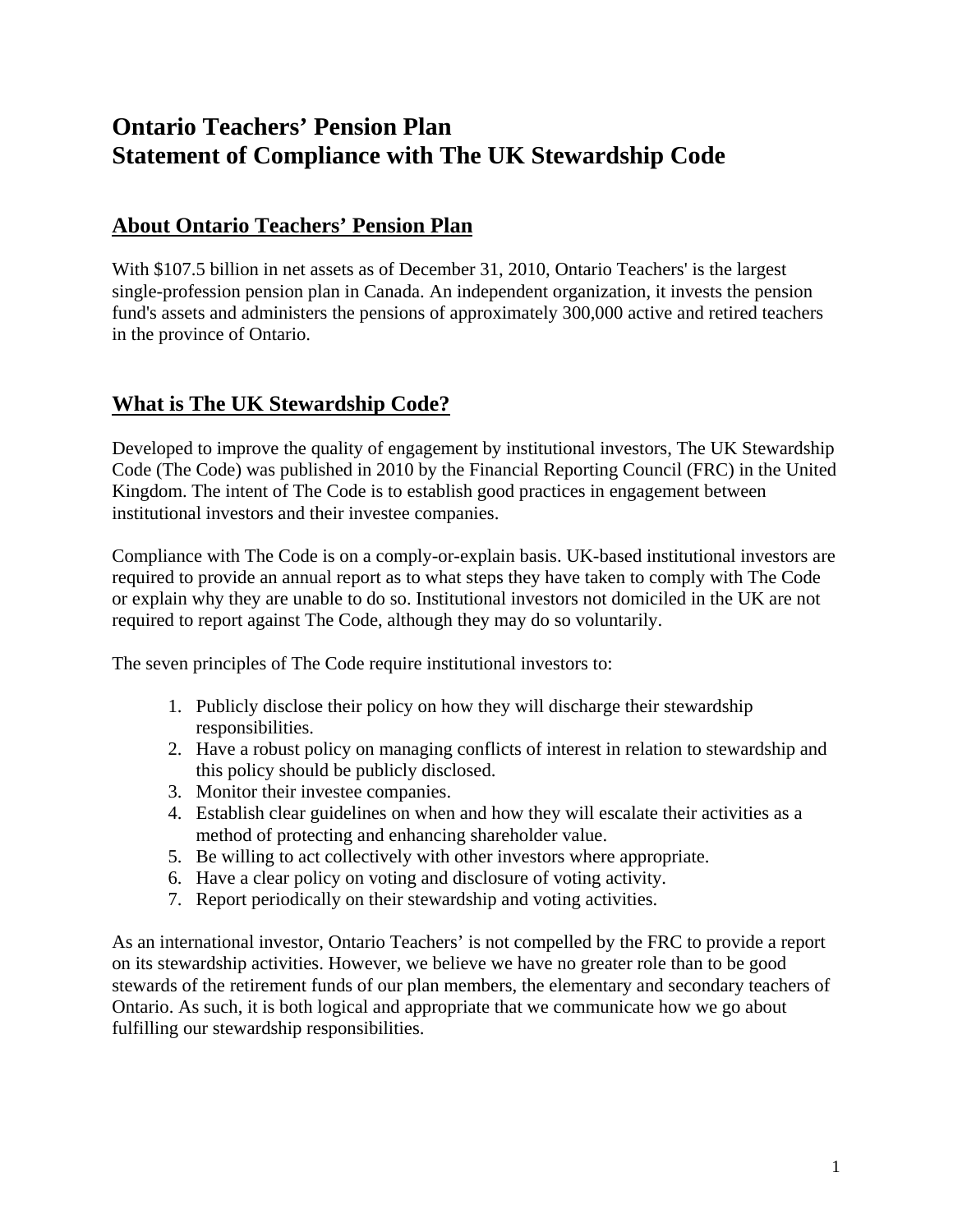# Ontario Teachers' Pension Plan
# Statement of Compliance with The UK Stewardship Code

## About Ontario Teachers' Pension Plan

With $107.5 billion in net assets as of December 31, 2010, Ontario Teachers' is the largest single-profession pension plan in Canada. An independent organization, it invests the pension fund's assets and administers the pensions of approximately 300,000 active and retired teachers in the province of Ontario.

## What is The UK Stewardship Code?

Developed to improve the quality of engagement by institutional investors, The UK Stewardship Code (The Code) was published in 2010 by the Financial Reporting Council (FRC) in the United Kingdom. The intent of The Code is to establish good practices in engagement between institutional investors and their investee companies.

Compliance with The Code is on a comply-or-explain basis. UK-based institutional investors are required to provide an annual report as to what steps they have taken to comply with The Code or explain why they are unable to do so. Institutional investors not domiciled in the UK are not required to report against The Code, although they may do so voluntarily.

The seven principles of The Code require institutional investors to:

1. Publicly disclose their policy on how they will discharge their stewardship responsibilities.
2. Have a robust policy on managing conflicts of interest in relation to stewardship and this policy should be publicly disclosed.
3. Monitor their investee companies.
4. Establish clear guidelines on when and how they will escalate their activities as a method of protecting and enhancing shareholder value.
5. Be willing to act collectively with other investors where appropriate.
6. Have a clear policy on voting and disclosure of voting activity.
7. Report periodically on their stewardship and voting activities.

As an international investor, Ontario Teachers' is not compelled by the FRC to provide a report on its stewardship activities. However, we believe we have no greater role than to be good stewards of the retirement funds of our plan members, the elementary and secondary teachers of Ontario. As such, it is both logical and appropriate that we communicate how we go about fulfilling our stewardship responsibilities.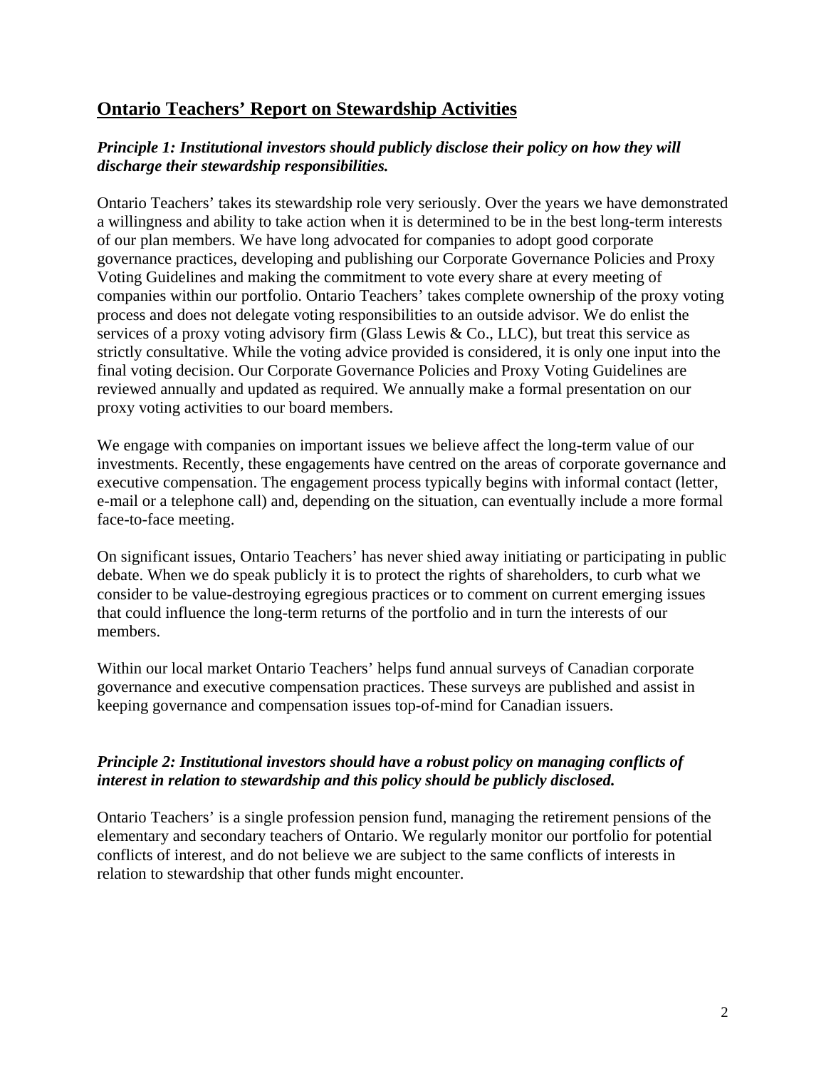## Ontario Teachers' Report on Stewardship Activities

***Principle 1: Institutional investors should publicly disclose their policy on how they will discharge their stewardship responsibilities.***

Ontario Teachers' takes its stewardship role very seriously. Over the years we have demonstrated a willingness and ability to take action when it is determined to be in the best long-term interests of our plan members. We have long advocated for companies to adopt good corporate governance practices, developing and publishing our Corporate Governance Policies and Proxy Voting Guidelines and making the commitment to vote every share at every meeting of companies within our portfolio. Ontario Teachers' takes complete ownership of the proxy voting process and does not delegate voting responsibilities to an outside advisor. We do enlist the services of a proxy voting advisory firm (Glass Lewis & Co., LLC), but treat this service as strictly consultative. While the voting advice provided is considered, it is only one input into the final voting decision. Our Corporate Governance Policies and Proxy Voting Guidelines are reviewed annually and updated as required. We annually make a formal presentation on our proxy voting activities to our board members.

We engage with companies on important issues we believe affect the long-term value of our investments. Recently, these engagements have centred on the areas of corporate governance and executive compensation. The engagement process typically begins with informal contact (letter, e-mail or a telephone call) and, depending on the situation, can eventually include a more formal face-to-face meeting.

On significant issues, Ontario Teachers' has never shied away initiating or participating in public debate. When we do speak publicly it is to protect the rights of shareholders, to curb what we consider to be value-destroying egregious practices or to comment on current emerging issues that could influence the long-term returns of the portfolio and in turn the interests of our members.

Within our local market Ontario Teachers' helps fund annual surveys of Canadian corporate governance and executive compensation practices. These surveys are published and assist in keeping governance and compensation issues top-of-mind for Canadian issuers.

***Principle 2: Institutional investors should have a robust policy on managing conflicts of interest in relation to stewardship and this policy should be publicly disclosed.***

Ontario Teachers' is a single profession pension fund, managing the retirement pensions of the elementary and secondary teachers of Ontario. We regularly monitor our portfolio for potential conflicts of interest, and do not believe we are subject to the same conflicts of interests in relation to stewardship that other funds might encounter.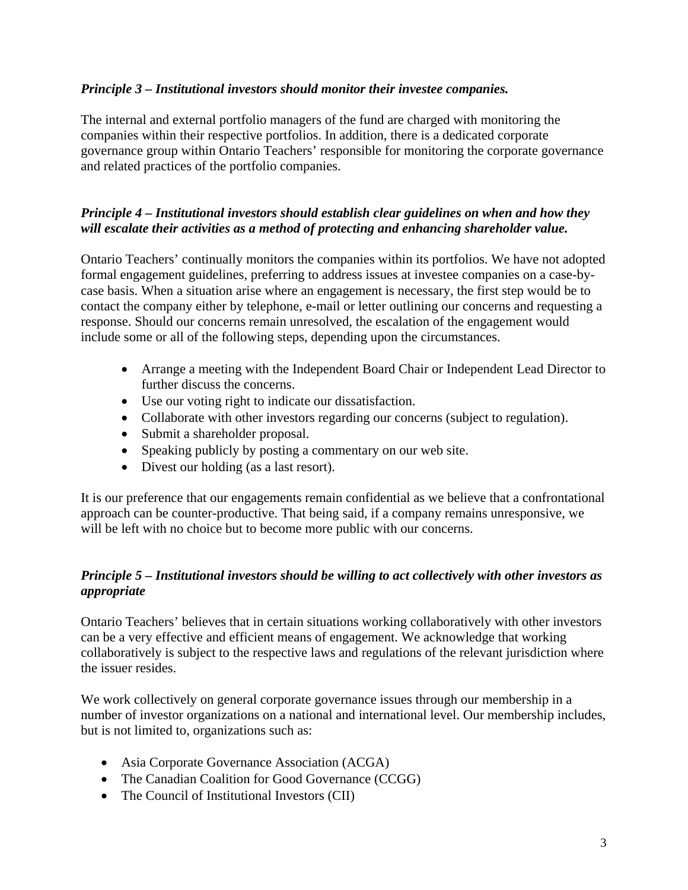### *Principle 3 – Institutional investors should monitor their investee companies.*

The internal and external portfolio managers of the fund are charged with monitoring the companies within their respective portfolios. In addition, there is a dedicated corporate governance group within Ontario Teachers' responsible for monitoring the corporate governance and related practices of the portfolio companies.

### *Principle 4 – Institutional investors should establish clear guidelines on when and how they will escalate their activities as a method of protecting and enhancing shareholder value.*

Ontario Teachers' continually monitors the companies within its portfolios. We have not adopted formal engagement guidelines, preferring to address issues at investee companies on a case-by-case basis. When a situation arise where an engagement is necessary, the first step would be to contact the company either by telephone, e-mail or letter outlining our concerns and requesting a response. Should our concerns remain unresolved, the escalation of the engagement would include some or all of the following steps, depending upon the circumstances.

- Arrange a meeting with the Independent Board Chair or Independent Lead Director to further discuss the concerns.
- Use our voting right to indicate our dissatisfaction.
- Collaborate with other investors regarding our concerns (subject to regulation).
- Submit a shareholder proposal.
- Speaking publicly by posting a commentary on our web site.
- Divest our holding (as a last resort).

It is our preference that our engagements remain confidential as we believe that a confrontational approach can be counter-productive. That being said, if a company remains unresponsive, we will be left with no choice but to become more public with our concerns.

### *Principle 5 – Institutional investors should be willing to act collectively with other investors as appropriate*

Ontario Teachers' believes that in certain situations working collaboratively with other investors can be a very effective and efficient means of engagement. We acknowledge that working collaboratively is subject to the respective laws and regulations of the relevant jurisdiction where the issuer resides.

We work collectively on general corporate governance issues through our membership in a number of investor organizations on a national and international level. Our membership includes, but is not limited to, organizations such as:

- Asia Corporate Governance Association (ACGA)
- The Canadian Coalition for Good Governance (CCGG)
- The Council of Institutional Investors (CII)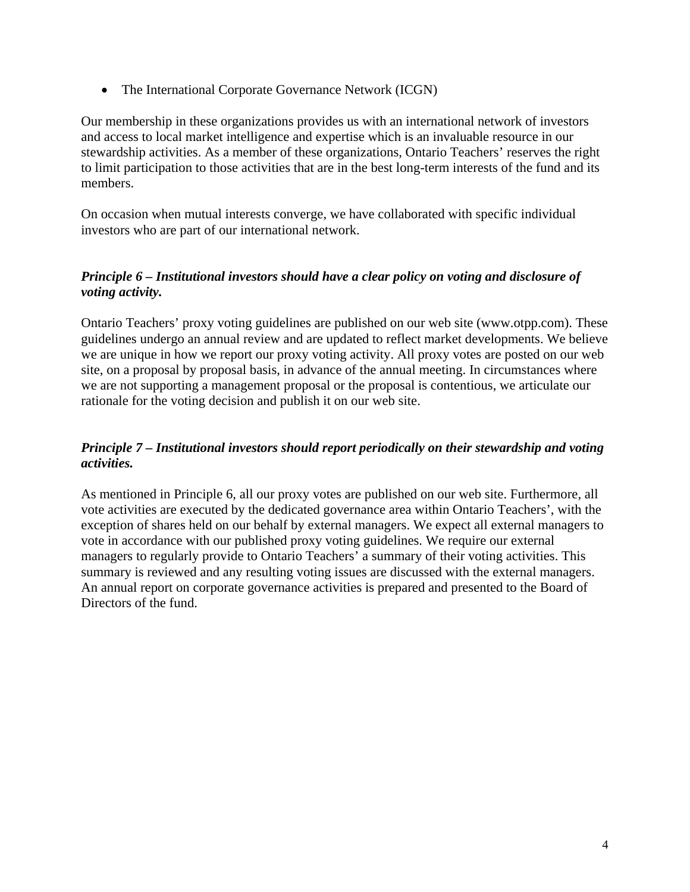- The International Corporate Governance Network (ICGN)

Our membership in these organizations provides us with an international network of investors and access to local market intelligence and expertise which is an invaluable resource in our stewardship activities. As a member of these organizations, Ontario Teachers' reserves the right to limit participation to those activities that are in the best long-term interests of the fund and its members.

On occasion when mutual interests converge, we have collaborated with specific individual investors who are part of our international network.

***Principle 6 – Institutional investors should have a clear policy on voting and disclosure of voting activity.***

Ontario Teachers' proxy voting guidelines are published on our web site (www.otpp.com). These guidelines undergo an annual review and are updated to reflect market developments. We believe we are unique in how we report our proxy voting activity. All proxy votes are posted on our web site, on a proposal by proposal basis, in advance of the annual meeting. In circumstances where we are not supporting a management proposal or the proposal is contentious, we articulate our rationale for the voting decision and publish it on our web site.

***Principle 7 – Institutional investors should report periodically on their stewardship and voting activities.***

As mentioned in Principle 6, all our proxy votes are published on our web site. Furthermore, all vote activities are executed by the dedicated governance area within Ontario Teachers', with the exception of shares held on our behalf by external managers. We expect all external managers to vote in accordance with our published proxy voting guidelines. We require our external managers to regularly provide to Ontario Teachers' a summary of their voting activities. This summary is reviewed and any resulting voting issues are discussed with the external managers. An annual report on corporate governance activities is prepared and presented to the Board of Directors of the fund.